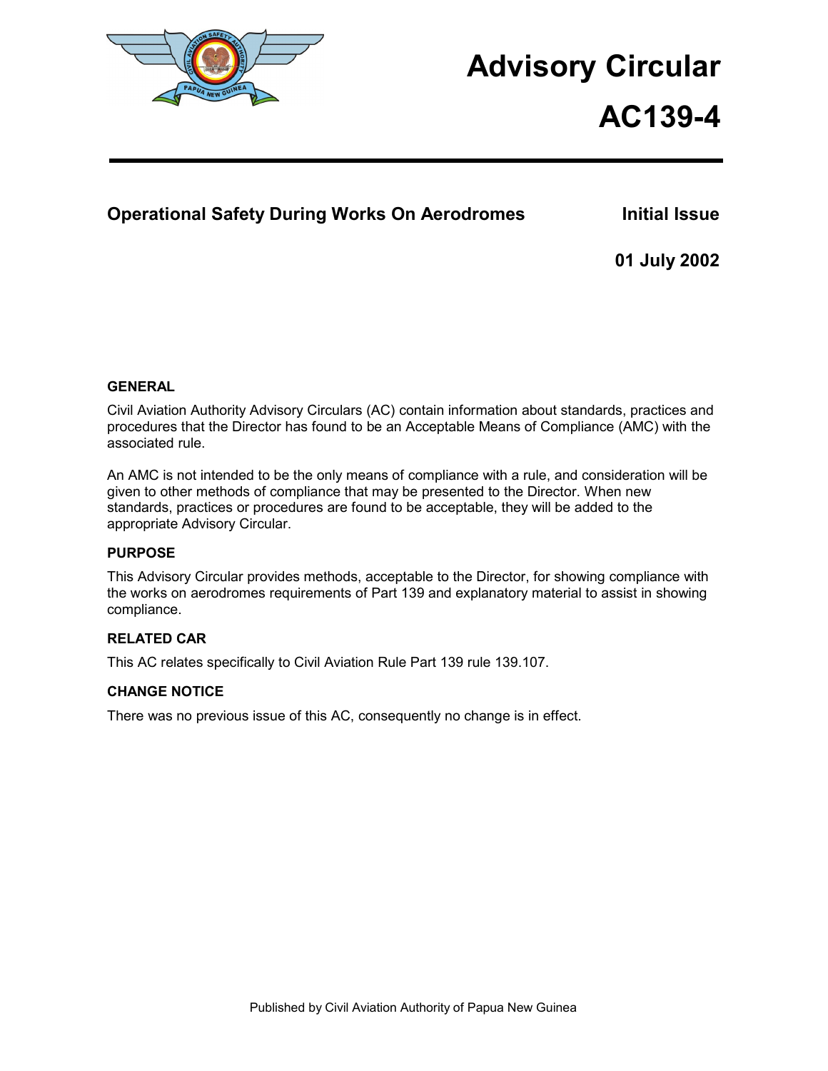# Advisory Circular

# AC139-4

## Operational Safety During Works On Aerodromes

**Initial Issue**

**01 July 2002**

### GENERAL

Civil Aviation Authority Advisory Circulars (AC) contain information about standards, practices and procedures that the Director has found to be an Acceptable Means of Compliance (AMC) with the associated rule.

An AMC is not intended to be the only means of compliance with a rule, and consideration will be given to other methods of compliance that may be presented to the Director. When new standards, practices or procedures are found to be acceptable, they will be added to the appropriate Advisory Circular.

### PURPOSE

This Advisory Circular provides methods, acceptable to the Director, for showing compliance with the works on aerodromes requirements of Part 139 and explanatory material to assist in showing compliance.

### RELATED CAR

This AC relates specifically to Civil Aviation Rule Part 139 rule 139.107.

### CHANGE NOTICE

There was no previous issue of this AC, consequently no change is in effect.

Published by Civil Aviation Authority of Papua New Guinea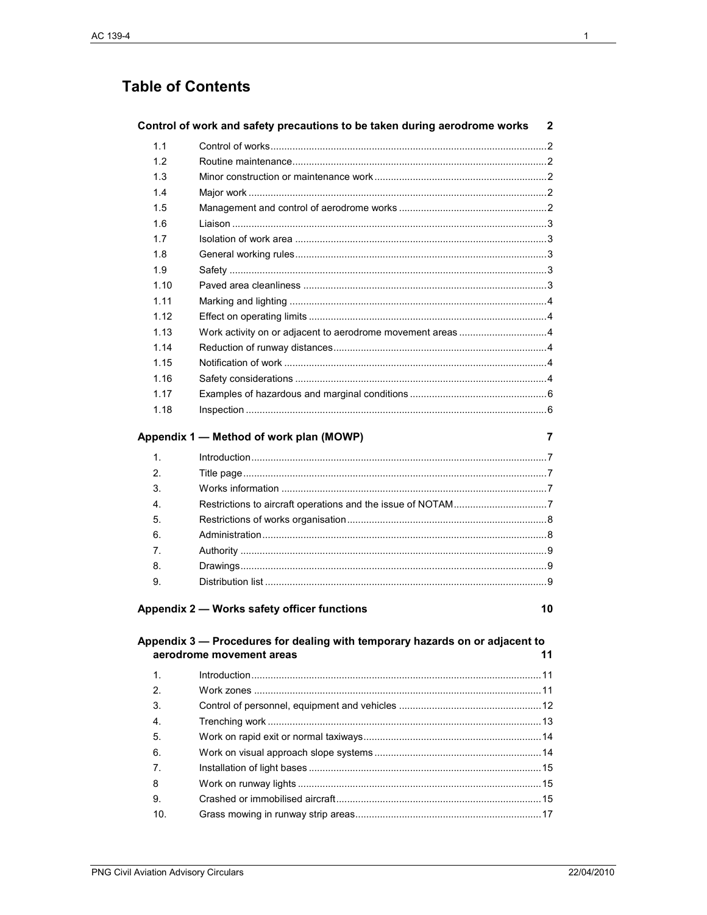# Table of Contents

**Control of work and safety precautions to be taken during aerodrome works** 2

| | | |
|---|---|---|
| 1.1 | Control of works | 2 |
| 1.2 | Routine maintenance | 2 |
| 1.3 | Minor construction or maintenance work | 2 |
| 1.4 | Major work | 2 |
| 1.5 | Management and control of aerodrome works | 2 |
| 1.6 | Liaison | 3 |
| 1.7 | Isolation of work area | 3 |
| 1.8 | General working rules | 3 |
| 1.9 | Safety | 3 |
| 1.10 | Paved area cleanliness | 3 |
| 1.11 | Marking and lighting | 4 |
| 1.12 | Effect on operating limits | 4 |
| 1.13 | Work activity on or adjacent to aerodrome movement areas | 4 |
| 1.14 | Reduction of runway distances | 4 |
| 1.15 | Notification of work | 4 |
| 1.16 | Safety considerations | 4 |
| 1.17 | Examples of hazardous and marginal conditions | 6 |
| 1.18 | Inspection | 6 |

**Appendix 1 — Method of work plan (MOWP)** 7

| | | |
|---|---|---|
| 1. | Introduction | 7 |
| 2. | Title page | 7 |
| 3. | Works information | 7 |
| 4. | Restrictions to aircraft operations and the issue of NOTAM | 7 |
| 5. | Restrictions of works organisation | 8 |
| 6. | Administration | 8 |
| 7. | Authority | 9 |
| 8. | Drawings | 9 |
| 9. | Distribution list | 9 |

**Appendix 2 — Works safety officer functions** 10

**Appendix 3 — Procedures for dealing with temporary hazards on or adjacent to aerodrome movement areas** 11

| | | |
|---|---|---|
| 1. | Introduction | 11 |
| 2. | Work zones | 11 |
| 3. | Control of personnel, equipment and vehicles | 12 |
| 4. | Trenching work | 13 |
| 5. | Work on rapid exit or normal taxiways | 14 |
| 6. | Work on visual approach slope systems | 14 |
| 7. | Installation of light bases | 15 |
| 8 | Work on runway lights | 15 |
| 9. | Crashed or immobilised aircraft | 15 |
| 10. | Grass mowing in runway strip areas | 17 |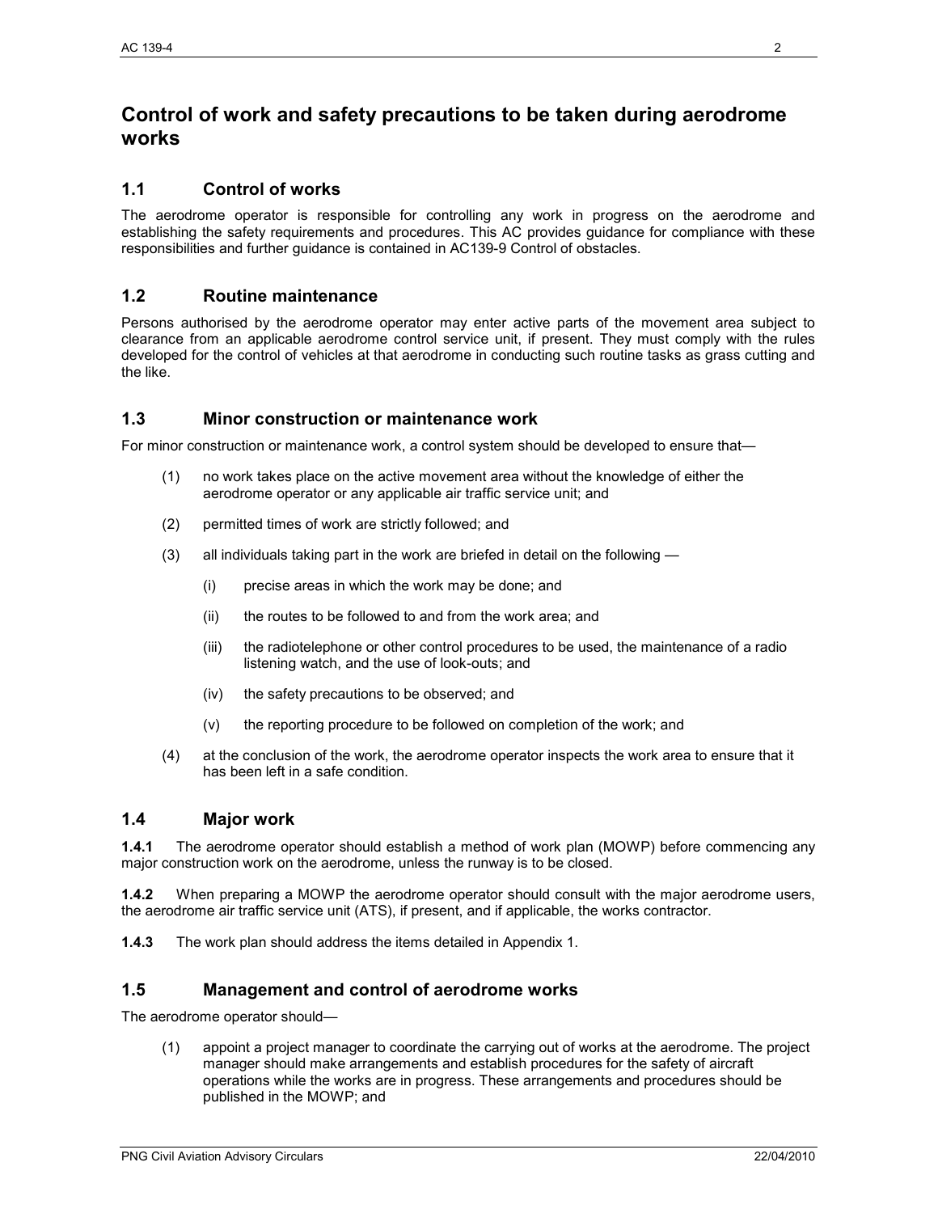# Control of work and safety precautions to be taken during aerodrome works

## 1.1 Control of works

The aerodrome operator is responsible for controlling any work in progress on the aerodrome and establishing the safety requirements and procedures. This AC provides guidance for compliance with these responsibilities and further guidance is contained in AC139-9 Control of obstacles.

## 1.2 Routine maintenance

Persons authorised by the aerodrome operator may enter active parts of the movement area subject to clearance from an applicable aerodrome control service unit, if present. They must comply with the rules developed for the control of vehicles at that aerodrome in conducting such routine tasks as grass cutting and the like.

## 1.3 Minor construction or maintenance work

For minor construction or maintenance work, a control system should be developed to ensure that—

(1) no work takes place on the active movement area without the knowledge of either the aerodrome operator or any applicable air traffic service unit; and

(2) permitted times of work are strictly followed; and

(3) all individuals taking part in the work are briefed in detail on the following —

  (i) precise areas in which the work may be done; and

  (ii) the routes to be followed to and from the work area; and

  (iii) the radiotelephone or other control procedures to be used, the maintenance of a radio listening watch, and the use of look-outs; and

  (iv) the safety precautions to be observed; and

  (v) the reporting procedure to be followed on completion of the work; and

(4) at the conclusion of the work, the aerodrome operator inspects the work area to ensure that it has been left in a safe condition.

## 1.4 Major work

**1.4.1** The aerodrome operator should establish a method of work plan (MOWP) before commencing any major construction work on the aerodrome, unless the runway is to be closed.

**1.4.2** When preparing a MOWP the aerodrome operator should consult with the major aerodrome users, the aerodrome air traffic service unit (ATS), if present, and if applicable, the works contractor.

**1.4.3** The work plan should address the items detailed in Appendix 1.

## 1.5 Management and control of aerodrome works

The aerodrome operator should—

(1) appoint a project manager to coordinate the carrying out of works at the aerodrome. The project manager should make arrangements and establish procedures for the safety of aircraft operations while the works are in progress. These arrangements and procedures should be published in the MOWP; and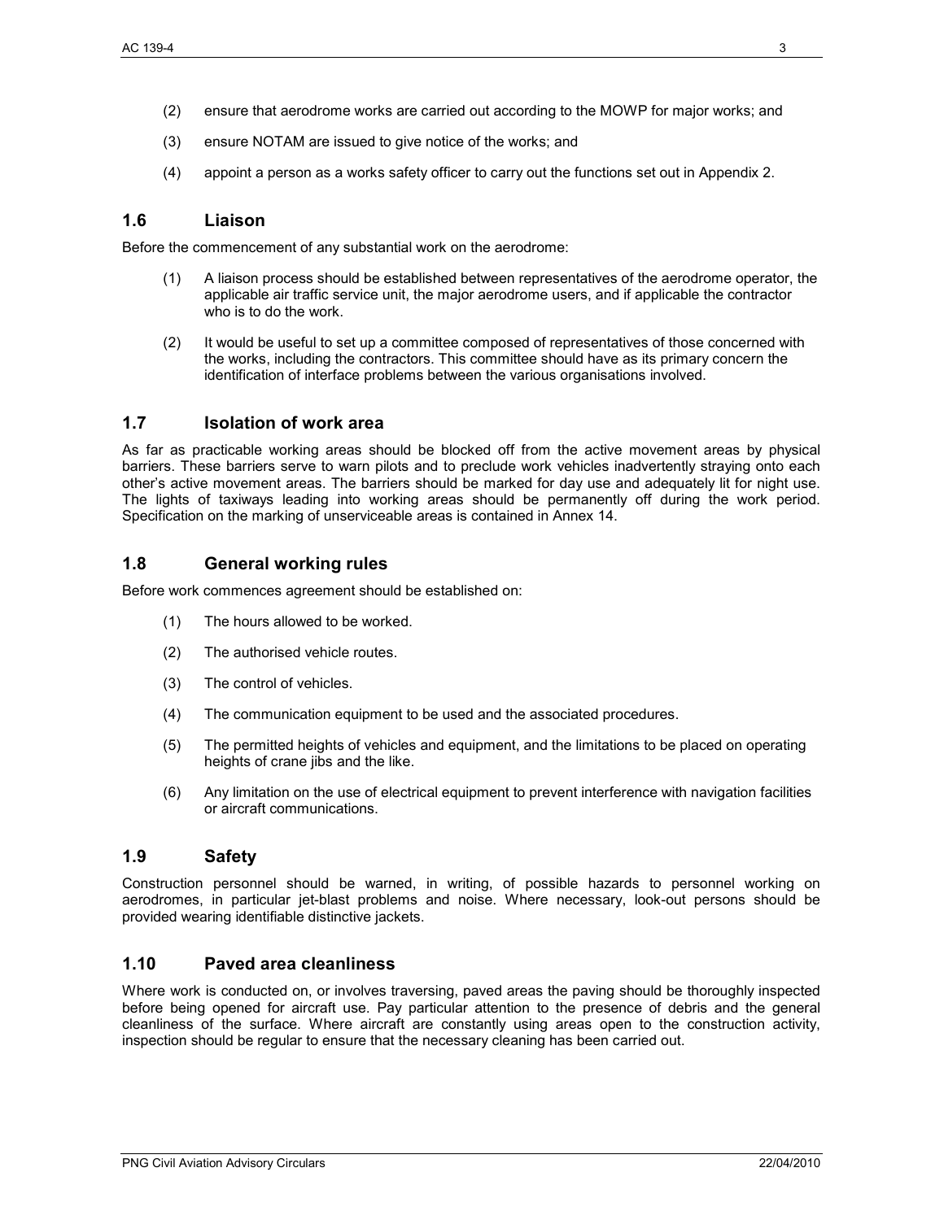(2) ensure that aerodrome works are carried out according to the MOWP for major works; and

(3) ensure NOTAM are issued to give notice of the works; and

(4) appoint a person as a works safety officer to carry out the functions set out in Appendix 2.

## 1.6 Liaison

Before the commencement of any substantial work on the aerodrome:

(1) A liaison process should be established between representatives of the aerodrome operator, the applicable air traffic service unit, the major aerodrome users, and if applicable the contractor who is to do the work.

(2) It would be useful to set up a committee composed of representatives of those concerned with the works, including the contractors. This committee should have as its primary concern the identification of interface problems between the various organisations involved.

## 1.7 Isolation of work area

As far as practicable working areas should be blocked off from the active movement areas by physical barriers. These barriers serve to warn pilots and to preclude work vehicles inadvertently straying onto each other's active movement areas. The barriers should be marked for day use and adequately lit for night use. The lights of taxiways leading into working areas should be permanently off during the work period. Specification on the marking of unserviceable areas is contained in Annex 14.

## 1.8 General working rules

Before work commences agreement should be established on:

(1) The hours allowed to be worked.

(2) The authorised vehicle routes.

(3) The control of vehicles.

(4) The communication equipment to be used and the associated procedures.

(5) The permitted heights of vehicles and equipment, and the limitations to be placed on operating heights of crane jibs and the like.

(6) Any limitation on the use of electrical equipment to prevent interference with navigation facilities or aircraft communications.

## 1.9 Safety

Construction personnel should be warned, in writing, of possible hazards to personnel working on aerodromes, in particular jet-blast problems and noise. Where necessary, look-out persons should be provided wearing identifiable distinctive jackets.

## 1.10 Paved area cleanliness

Where work is conducted on, or involves traversing, paved areas the paving should be thoroughly inspected before being opened for aircraft use. Pay particular attention to the presence of debris and the general cleanliness of the surface. Where aircraft are constantly using areas open to the construction activity, inspection should be regular to ensure that the necessary cleaning has been carried out.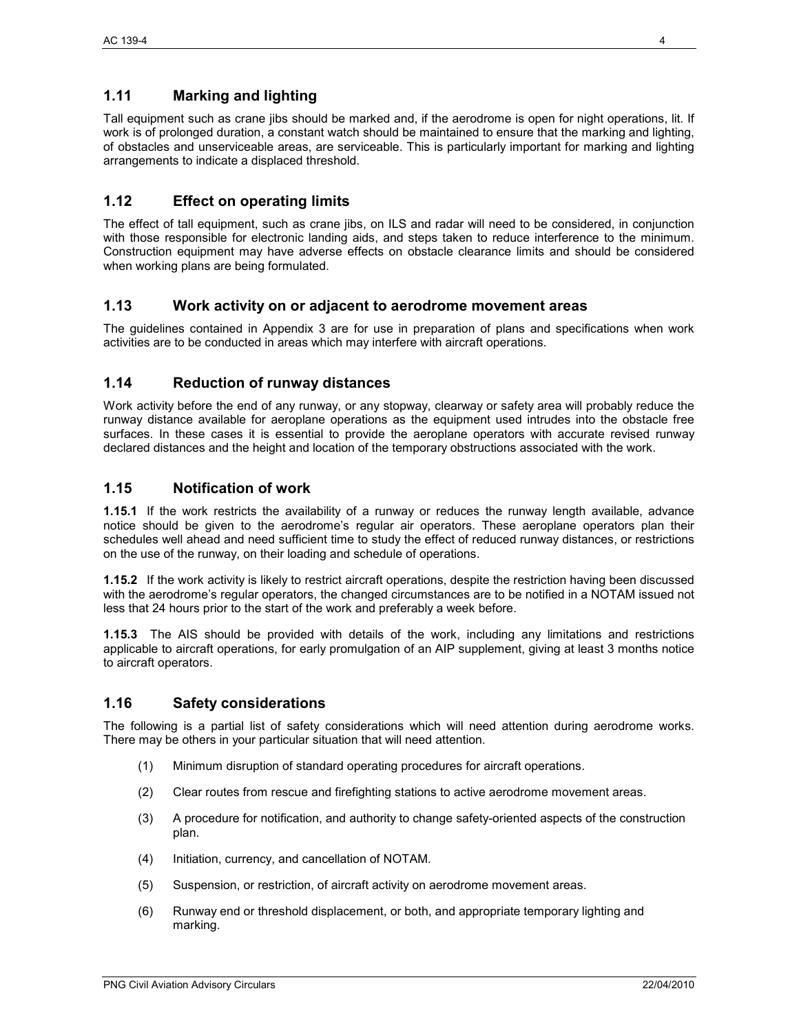## 1.11 Marking and lighting

Tall equipment such as crane jibs should be marked and, if the aerodrome is open for night operations, lit. If work is of prolonged duration, a constant watch should be maintained to ensure that the marking and lighting, of obstacles and unserviceable areas, are serviceable. This is particularly important for marking and lighting arrangements to indicate a displaced threshold.

## 1.12 Effect on operating limits

The effect of tall equipment, such as crane jibs, on ILS and radar will need to be considered, in conjunction with those responsible for electronic landing aids, and steps taken to reduce interference to the minimum. Construction equipment may have adverse effects on obstacle clearance limits and should be considered when working plans are being formulated.

## 1.13 Work activity on or adjacent to aerodrome movement areas

The guidelines contained in Appendix 3 are for use in preparation of plans and specifications when work activities are to be conducted in areas which may interfere with aircraft operations.

## 1.14 Reduction of runway distances

Work activity before the end of any runway, or any stopway, clearway or safety area will probably reduce the runway distance available for aeroplane operations as the equipment used intrudes into the obstacle free surfaces. In these cases it is essential to provide the aeroplane operators with accurate revised runway declared distances and the height and location of the temporary obstructions associated with the work.

## 1.15 Notification of work

**1.15.1** If the work restricts the availability of a runway or reduces the runway length available, advance notice should be given to the aerodrome's regular air operators. These aeroplane operators plan their schedules well ahead and need sufficient time to study the effect of reduced runway distances, or restrictions on the use of the runway, on their loading and schedule of operations.

**1.15.2** If the work activity is likely to restrict aircraft operations, despite the restriction having been discussed with the aerodrome's regular operators, the changed circumstances are to be notified in a NOTAM issued not less that 24 hours prior to the start of the work and preferably a week before.

**1.15.3** The AIS should be provided with details of the work, including any limitations and restrictions applicable to aircraft operations, for early promulgation of an AIP supplement, giving at least 3 months notice to aircraft operators.

## 1.16 Safety considerations

The following is a partial list of safety considerations which will need attention during aerodrome works. There may be others in your particular situation that will need attention.

(1) Minimum disruption of standard operating procedures for aircraft operations.

(2) Clear routes from rescue and firefighting stations to active aerodrome movement areas.

(3) A procedure for notification, and authority to change safety-oriented aspects of the construction plan.

(4) Initiation, currency, and cancellation of NOTAM.

(5) Suspension, or restriction, of aircraft activity on aerodrome movement areas.

(6) Runway end or threshold displacement, or both, and appropriate temporary lighting and marking.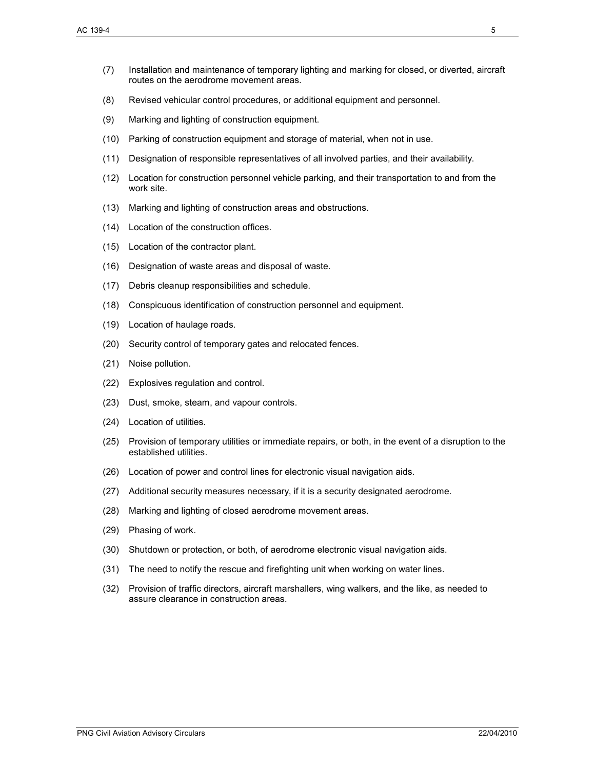(7) Installation and maintenance of temporary lighting and marking for closed, or diverted, aircraft routes on the aerodrome movement areas.

(8) Revised vehicular control procedures, or additional equipment and personnel.

(9) Marking and lighting of construction equipment.

(10) Parking of construction equipment and storage of material, when not in use.

(11) Designation of responsible representatives of all involved parties, and their availability.

(12) Location for construction personnel vehicle parking, and their transportation to and from the work site.

(13) Marking and lighting of construction areas and obstructions.

(14) Location of the construction offices.

(15) Location of the contractor plant.

(16) Designation of waste areas and disposal of waste.

(17) Debris cleanup responsibilities and schedule.

(18) Conspicuous identification of construction personnel and equipment.

(19) Location of haulage roads.

(20) Security control of temporary gates and relocated fences.

(21) Noise pollution.

(22) Explosives regulation and control.

(23) Dust, smoke, steam, and vapour controls.

(24) Location of utilities.

(25) Provision of temporary utilities or immediate repairs, or both, in the event of a disruption to the established utilities.

(26) Location of power and control lines for electronic visual navigation aids.

(27) Additional security measures necessary, if it is a security designated aerodrome.

(28) Marking and lighting of closed aerodrome movement areas.

(29) Phasing of work.

(30) Shutdown or protection, or both, of aerodrome electronic visual navigation aids.

(31) The need to notify the rescue and firefighting unit when working on water lines.

(32) Provision of traffic directors, aircraft marshallers, wing walkers, and the like, as needed to assure clearance in construction areas.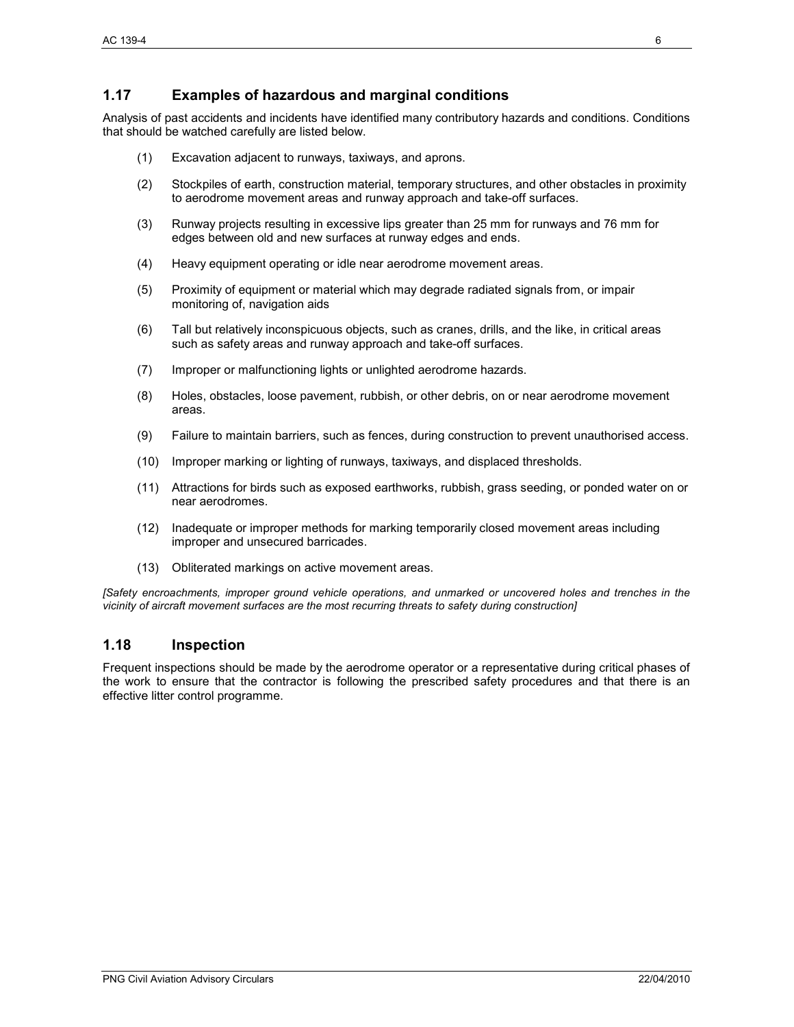## 1.17 Examples of hazardous and marginal conditions

Analysis of past accidents and incidents have identified many contributory hazards and conditions. Conditions that should be watched carefully are listed below.

(1) Excavation adjacent to runways, taxiways, and aprons.

(2) Stockpiles of earth, construction material, temporary structures, and other obstacles in proximity to aerodrome movement areas and runway approach and take-off surfaces.

(3) Runway projects resulting in excessive lips greater than 25 mm for runways and 76 mm for edges between old and new surfaces at runway edges and ends.

(4) Heavy equipment operating or idle near aerodrome movement areas.

(5) Proximity of equipment or material which may degrade radiated signals from, or impair monitoring of, navigation aids

(6) Tall but relatively inconspicuous objects, such as cranes, drills, and the like, in critical areas such as safety areas and runway approach and take-off surfaces.

(7) Improper or malfunctioning lights or unlighted aerodrome hazards.

(8) Holes, obstacles, loose pavement, rubbish, or other debris, on or near aerodrome movement areas.

(9) Failure to maintain barriers, such as fences, during construction to prevent unauthorised access.

(10) Improper marking or lighting of runways, taxiways, and displaced thresholds.

(11) Attractions for birds such as exposed earthworks, rubbish, grass seeding, or ponded water on or near aerodromes.

(12) Inadequate or improper methods for marking temporarily closed movement areas including improper and unsecured barricades.

(13) Obliterated markings on active movement areas.

*[Safety encroachments, improper ground vehicle operations, and unmarked or uncovered holes and trenches in the vicinity of aircraft movement surfaces are the most recurring threats to safety during construction]*

## 1.18 Inspection

Frequent inspections should be made by the aerodrome operator or a representative during critical phases of the work to ensure that the contractor is following the prescribed safety procedures and that there is an effective litter control programme.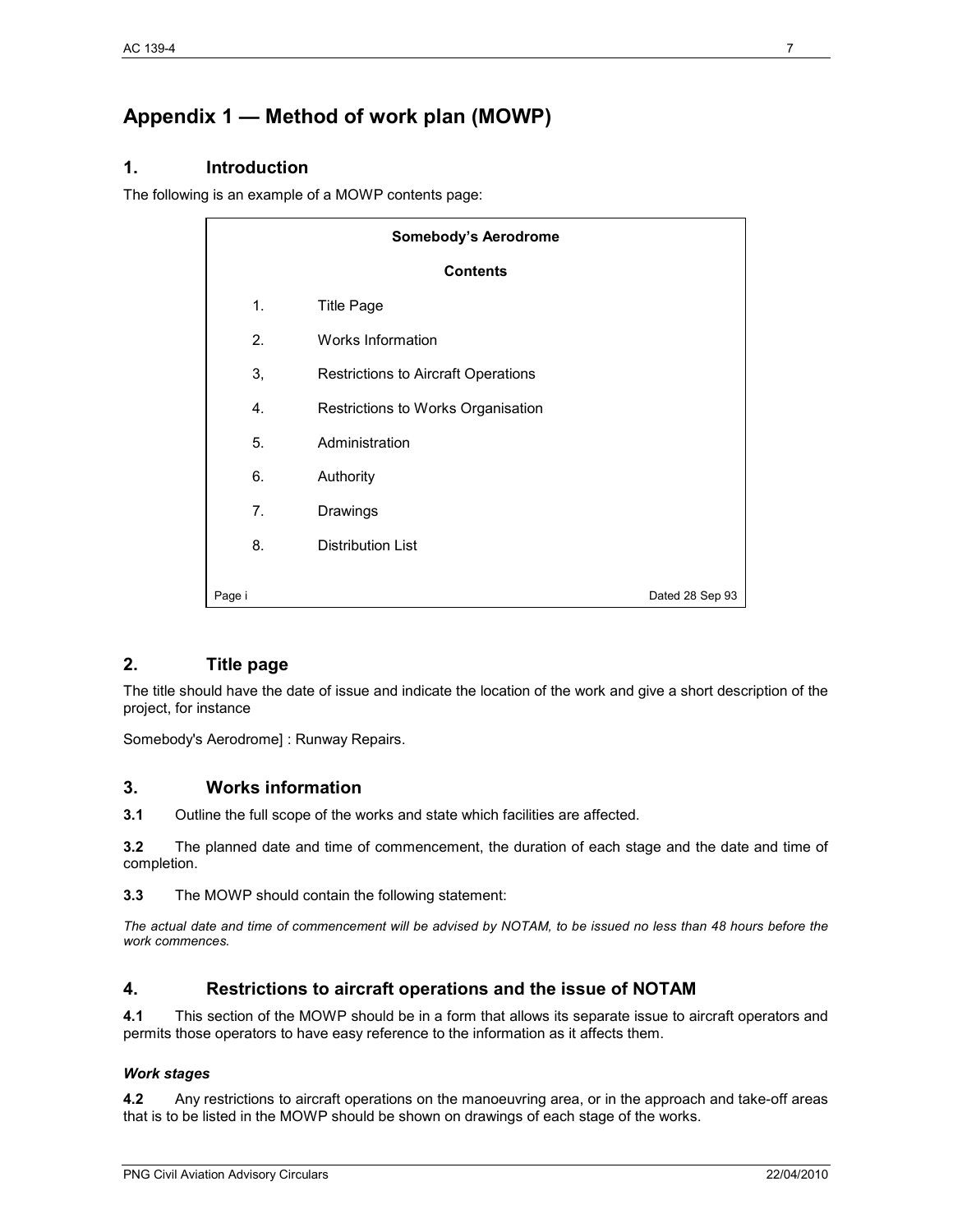# Appendix 1 — Method of work plan (MOWP)

## 1. Introduction

The following is an example of a MOWP contents page:

**Somebody's Aerodrome**

**Contents**

1. Title Page
2. Works Information
3, Restrictions to Aircraft Operations
4. Restrictions to Works Organisation
5. Administration
6. Authority
7. Drawings
8. Distribution List

Page i Dated 28 Sep 93

## 2. Title page

The title should have the date of issue and indicate the location of the work and give a short description of the project, for instance

Somebody's Aerodrome] : Runway Repairs.

## 3. Works information

**3.1** Outline the full scope of the works and state which facilities are affected.

**3.2** The planned date and time of commencement, the duration of each stage and the date and time of completion.

**3.3** The MOWP should contain the following statement:

*The actual date and time of commencement will be advised by NOTAM, to be issued no less than 48 hours before the work commences.*

## 4. Restrictions to aircraft operations and the issue of NOTAM

**4.1** This section of the MOWP should be in a form that allows its separate issue to aircraft operators and permits those operators to have easy reference to the information as it affects them.

### *Work stages*

**4.2** Any restrictions to aircraft operations on the manoeuvring area, or in the approach and take-off areas that is to be listed in the MOWP should be shown on drawings of each stage of the works.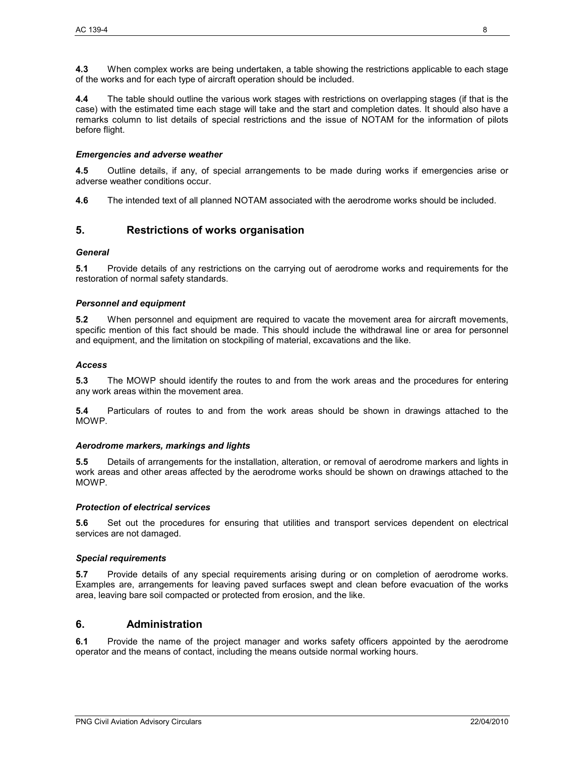**4.3** When complex works are being undertaken, a table showing the restrictions applicable to each stage of the works and for each type of aircraft operation should be included.

**4.4** The table should outline the various work stages with restrictions on overlapping stages (if that is the case) with the estimated time each stage will take and the start and completion dates. It should also have a remarks column to list details of special restrictions and the issue of NOTAM for the information of pilots before flight.

#### *Emergencies and adverse weather*

**4.5** Outline details, if any, of special arrangements to be made during works if emergencies arise or adverse weather conditions occur.

**4.6** The intended text of all planned NOTAM associated with the aerodrome works should be included.

## 5. Restrictions of works organisation

#### *General*

**5.1** Provide details of any restrictions on the carrying out of aerodrome works and requirements for the restoration of normal safety standards.

#### *Personnel and equipment*

**5.2** When personnel and equipment are required to vacate the movement area for aircraft movements, specific mention of this fact should be made. This should include the withdrawal line or area for personnel and equipment, and the limitation on stockpiling of material, excavations and the like.

#### *Access*

**5.3** The MOWP should identify the routes to and from the work areas and the procedures for entering any work areas within the movement area.

**5.4** Particulars of routes to and from the work areas should be shown in drawings attached to the MOWP.

#### *Aerodrome markers, markings and lights*

**5.5** Details of arrangements for the installation, alteration, or removal of aerodrome markers and lights in work areas and other areas affected by the aerodrome works should be shown on drawings attached to the MOWP.

#### *Protection of electrical services*

**5.6** Set out the procedures for ensuring that utilities and transport services dependent on electrical services are not damaged.

#### *Special requirements*

**5.7** Provide details of any special requirements arising during or on completion of aerodrome works. Examples are, arrangements for leaving paved surfaces swept and clean before evacuation of the works area, leaving bare soil compacted or protected from erosion, and the like.

## 6. Administration

**6.1** Provide the name of the project manager and works safety officers appointed by the aerodrome operator and the means of contact, including the means outside normal working hours.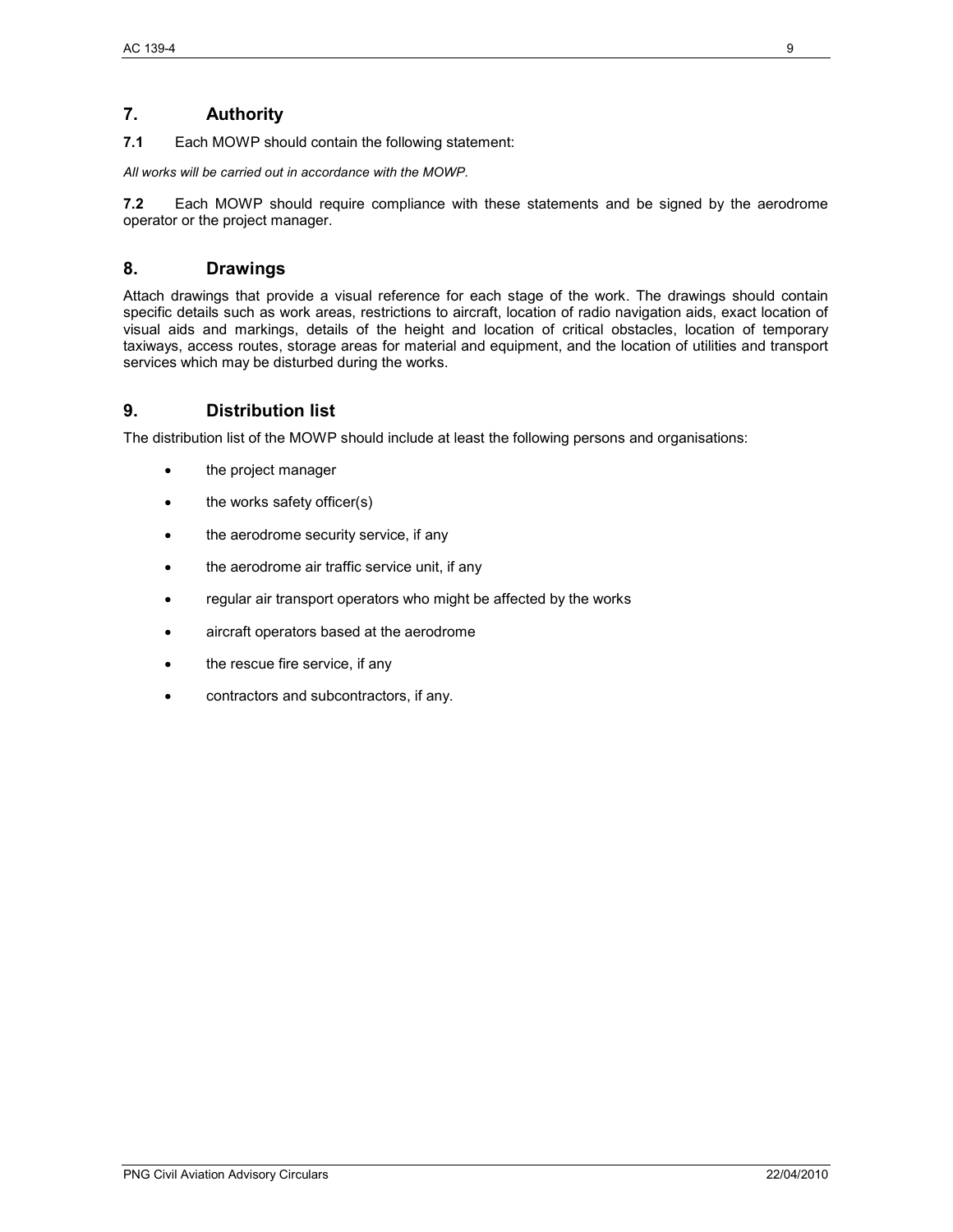## 7. Authority

**7.1** Each MOWP should contain the following statement:

*All works will be carried out in accordance with the MOWP.*

**7.2** Each MOWP should require compliance with these statements and be signed by the aerodrome operator or the project manager.

## 8. Drawings

Attach drawings that provide a visual reference for each stage of the work. The drawings should contain specific details such as work areas, restrictions to aircraft, location of radio navigation aids, exact location of visual aids and markings, details of the height and location of critical obstacles, location of temporary taxiways, access routes, storage areas for material and equipment, and the location of utilities and transport services which may be disturbed during the works.

## 9. Distribution list

The distribution list of the MOWP should include at least the following persons and organisations:

- the project manager
- the works safety officer(s)
- the aerodrome security service, if any
- the aerodrome air traffic service unit, if any
- regular air transport operators who might be affected by the works
- aircraft operators based at the aerodrome
- the rescue fire service, if any
- contractors and subcontractors, if any.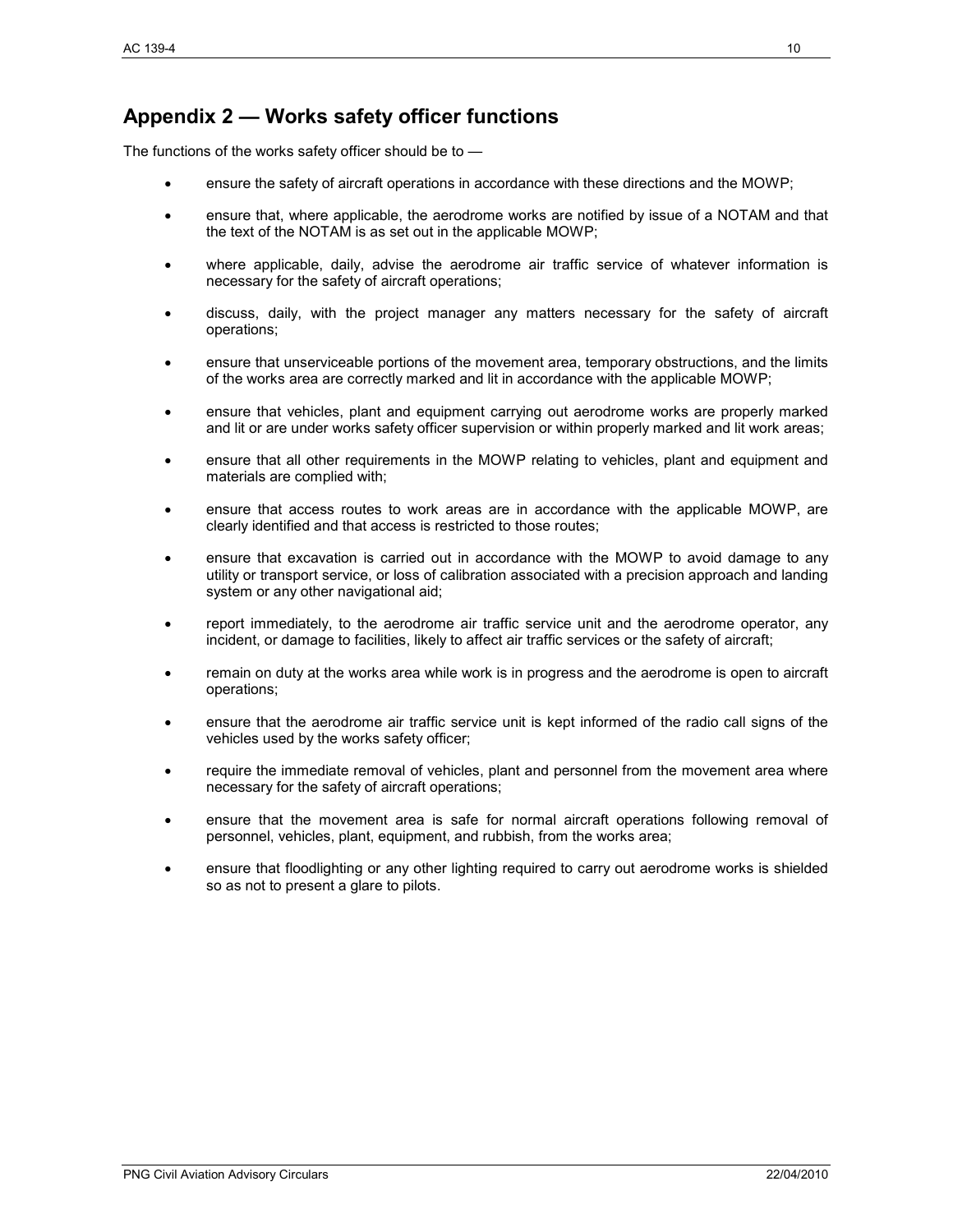## Appendix 2 — Works safety officer functions

The functions of the works safety officer should be to —

- ensure the safety of aircraft operations in accordance with these directions and the MOWP;
- ensure that, where applicable, the aerodrome works are notified by issue of a NOTAM and that the text of the NOTAM is as set out in the applicable MOWP;
- where applicable, daily, advise the aerodrome air traffic service of whatever information is necessary for the safety of aircraft operations;
- discuss, daily, with the project manager any matters necessary for the safety of aircraft operations;
- ensure that unserviceable portions of the movement area, temporary obstructions, and the limits of the works area are correctly marked and lit in accordance with the applicable MOWP;
- ensure that vehicles, plant and equipment carrying out aerodrome works are properly marked and lit or are under works safety officer supervision or within properly marked and lit work areas;
- ensure that all other requirements in the MOWP relating to vehicles, plant and equipment and materials are complied with;
- ensure that access routes to work areas are in accordance with the applicable MOWP, are clearly identified and that access is restricted to those routes;
- ensure that excavation is carried out in accordance with the MOWP to avoid damage to any utility or transport service, or loss of calibration associated with a precision approach and landing system or any other navigational aid;
- report immediately, to the aerodrome air traffic service unit and the aerodrome operator, any incident, or damage to facilities, likely to affect air traffic services or the safety of aircraft;
- remain on duty at the works area while work is in progress and the aerodrome is open to aircraft operations;
- ensure that the aerodrome air traffic service unit is kept informed of the radio call signs of the vehicles used by the works safety officer;
- require the immediate removal of vehicles, plant and personnel from the movement area where necessary for the safety of aircraft operations;
- ensure that the movement area is safe for normal aircraft operations following removal of personnel, vehicles, plant, equipment, and rubbish, from the works area;
- ensure that floodlighting or any other lighting required to carry out aerodrome works is shielded so as not to present a glare to pilots.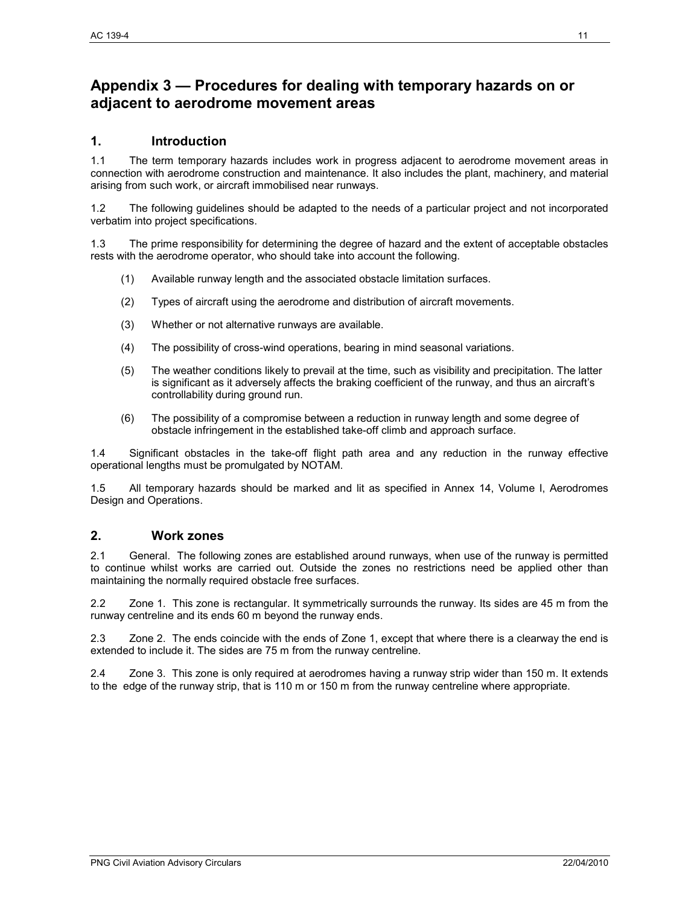# Appendix 3 — Procedures for dealing with temporary hazards on or adjacent to aerodrome movement areas

## 1. Introduction

1.1 The term temporary hazards includes work in progress adjacent to aerodrome movement areas in connection with aerodrome construction and maintenance. It also includes the plant, machinery, and material arising from such work, or aircraft immobilised near runways.

1.2 The following guidelines should be adapted to the needs of a particular project and not incorporated verbatim into project specifications.

1.3 The prime responsibility for determining the degree of hazard and the extent of acceptable obstacles rests with the aerodrome operator, who should take into account the following.

(1) Available runway length and the associated obstacle limitation surfaces.

(2) Types of aircraft using the aerodrome and distribution of aircraft movements.

(3) Whether or not alternative runways are available.

(4) The possibility of cross-wind operations, bearing in mind seasonal variations.

(5) The weather conditions likely to prevail at the time, such as visibility and precipitation. The latter is significant as it adversely affects the braking coefficient of the runway, and thus an aircraft's controllability during ground run.

(6) The possibility of a compromise between a reduction in runway length and some degree of obstacle infringement in the established take-off climb and approach surface.

1.4 Significant obstacles in the take-off flight path area and any reduction in the runway effective operational lengths must be promulgated by NOTAM.

1.5 All temporary hazards should be marked and lit as specified in Annex 14, Volume I, Aerodromes Design and Operations.

## 2. Work zones

2.1 General. The following zones are established around runways, when use of the runway is permitted to continue whilst works are carried out. Outside the zones no restrictions need be applied other than maintaining the normally required obstacle free surfaces.

2.2 Zone 1. This zone is rectangular. It symmetrically surrounds the runway. Its sides are 45 m from the runway centreline and its ends 60 m beyond the runway ends.

2.3 Zone 2. The ends coincide with the ends of Zone 1, except that where there is a clearway the end is extended to include it. The sides are 75 m from the runway centreline.

2.4 Zone 3. This zone is only required at aerodromes having a runway strip wider than 150 m. It extends to the edge of the runway strip, that is 110 m or 150 m from the runway centreline where appropriate.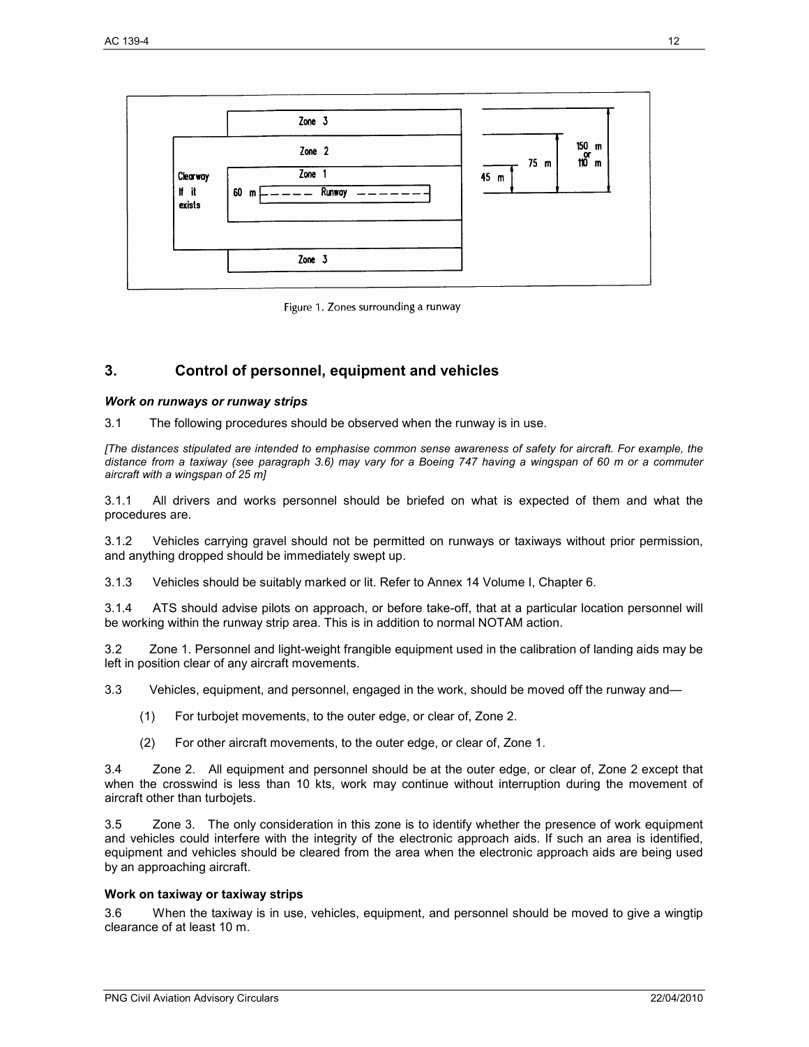Figure 1. Zones surrounding a runway

## 3. Control of personnel, equipment and vehicles

#### *Work on runways or runway strips*

3.1 The following procedures should be observed when the runway is in use.

*[The distances stipulated are intended to emphasise common sense awareness of safety for aircraft. For example, the distance from a taxiway (see paragraph 3.6) may vary for a Boeing 747 having a wingspan of 60 m or a commuter aircraft with a wingspan of 25 m]*

3.1.1 All drivers and works personnel should be briefed on what is expected of them and what the procedures are.

3.1.2 Vehicles carrying gravel should not be permitted on runways or taxiways without prior permission, and anything dropped should be immediately swept up.

3.1.3 Vehicles should be suitably marked or lit. Refer to Annex 14 Volume I, Chapter 6.

3.1.4 ATS should advise pilots on approach, or before take-off, that at a particular location personnel will be working within the runway strip area. This is in addition to normal NOTAM action.

3.2 Zone 1. Personnel and light-weight frangible equipment used in the calibration of landing aids may be left in position clear of any aircraft movements.

3.3 Vehicles, equipment, and personnel, engaged in the work, should be moved off the runway and—

(1) For turbojet movements, to the outer edge, or clear of, Zone 2.

(2) For other aircraft movements, to the outer edge, or clear of, Zone 1.

3.4 Zone 2. All equipment and personnel should be at the outer edge, or clear of, Zone 2 except that when the crosswind is less than 10 kts, work may continue without interruption during the movement of aircraft other than turbojets.

3.5 Zone 3. The only consideration in this zone is to identify whether the presence of work equipment and vehicles could interfere with the integrity of the electronic approach aids. If such an area is identified, equipment and vehicles should be cleared from the area when the electronic approach aids are being used by an approaching aircraft.

#### Work on taxiway or taxiway strips

3.6 When the taxiway is in use, vehicles, equipment, and personnel should be moved to give a wingtip clearance of at least 10 m.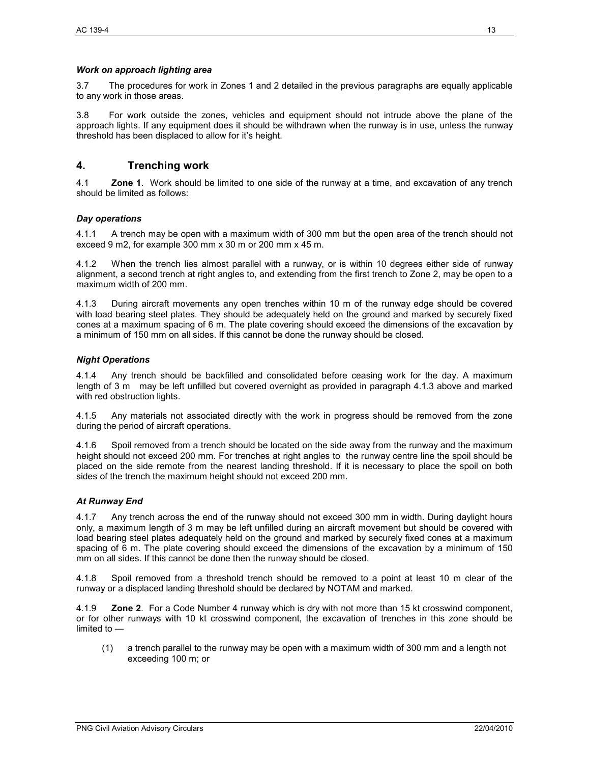#### *Work on approach lighting area*

3.7 The procedures for work in Zones 1 and 2 detailed in the previous paragraphs are equally applicable to any work in those areas.

3.8 For work outside the zones, vehicles and equipment should not intrude above the plane of the approach lights. If any equipment does it should be withdrawn when the runway is in use, unless the runway threshold has been displaced to allow for it's height.

## 4. Trenching work

4.1 **Zone 1**. Work should be limited to one side of the runway at a time, and excavation of any trench should be limited as follows:

#### *Day operations*

4.1.1 A trench may be open with a maximum width of 300 mm but the open area of the trench should not exceed 9 m2, for example 300 mm x 30 m or 200 mm x 45 m.

4.1.2 When the trench lies almost parallel with a runway, or is within 10 degrees either side of runway alignment, a second trench at right angles to, and extending from the first trench to Zone 2, may be open to a maximum width of 200 mm.

4.1.3 During aircraft movements any open trenches within 10 m of the runway edge should be covered with load bearing steel plates. They should be adequately held on the ground and marked by securely fixed cones at a maximum spacing of 6 m. The plate covering should exceed the dimensions of the excavation by a minimum of 150 mm on all sides. If this cannot be done the runway should be closed.

#### *Night Operations*

4.1.4 Any trench should be backfilled and consolidated before ceasing work for the day. A maximum length of 3 m may be left unfilled but covered overnight as provided in paragraph 4.1.3 above and marked with red obstruction lights.

4.1.5 Any materials not associated directly with the work in progress should be removed from the zone during the period of aircraft operations.

4.1.6 Spoil removed from a trench should be located on the side away from the runway and the maximum height should not exceed 200 mm. For trenches at right angles to the runway centre line the spoil should be placed on the side remote from the nearest landing threshold. If it is necessary to place the spoil on both sides of the trench the maximum height should not exceed 200 mm.

#### *At Runway End*

4.1.7 Any trench across the end of the runway should not exceed 300 mm in width. During daylight hours only, a maximum length of 3 m may be left unfilled during an aircraft movement but should be covered with load bearing steel plates adequately held on the ground and marked by securely fixed cones at a maximum spacing of 6 m. The plate covering should exceed the dimensions of the excavation by a minimum of 150 mm on all sides. If this cannot be done then the runway should be closed.

4.1.8 Spoil removed from a threshold trench should be removed to a point at least 10 m clear of the runway or a displaced landing threshold should be declared by NOTAM and marked.

4.1.9 **Zone 2**. For a Code Number 4 runway which is dry with not more than 15 kt crosswind component, or for other runways with 10 kt crosswind component, the excavation of trenches in this zone should be limited to —

(1) a trench parallel to the runway may be open with a maximum width of 300 mm and a length not exceeding 100 m; or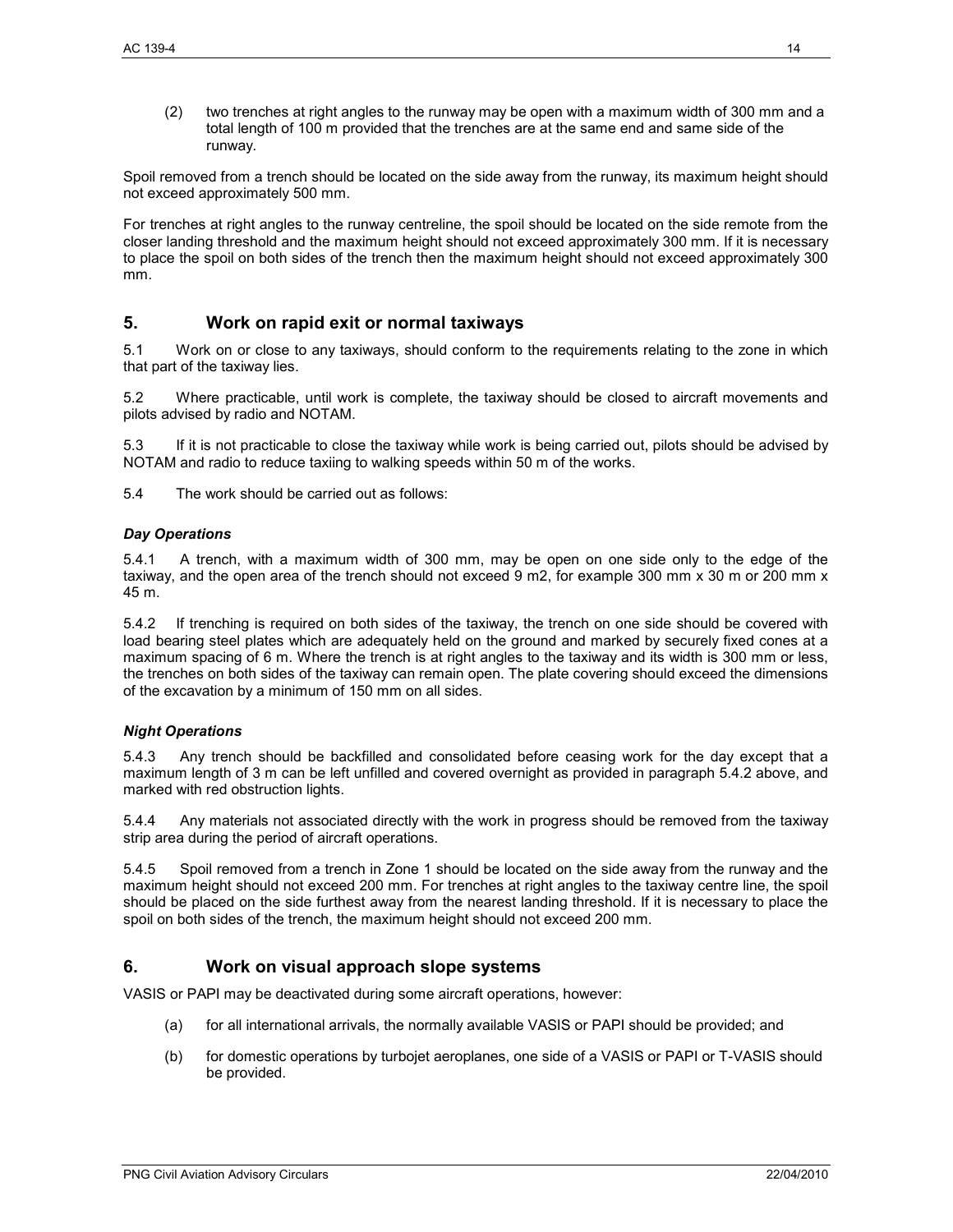(2) two trenches at right angles to the runway may be open with a maximum width of 300 mm and a total length of 100 m provided that the trenches are at the same end and same side of the runway.

Spoil removed from a trench should be located on the side away from the runway, its maximum height should not exceed approximately 500 mm.

For trenches at right angles to the runway centreline, the spoil should be located on the side remote from the closer landing threshold and the maximum height should not exceed approximately 300 mm. If it is necessary to place the spoil on both sides of the trench then the maximum height should not exceed approximately 300 mm.

## 5. Work on rapid exit or normal taxiways

5.1 Work on or close to any taxiways, should conform to the requirements relating to the zone in which that part of the taxiway lies.

5.2 Where practicable, until work is complete, the taxiway should be closed to aircraft movements and pilots advised by radio and NOTAM.

5.3 If it is not practicable to close the taxiway while work is being carried out, pilots should be advised by NOTAM and radio to reduce taxiing to walking speeds within 50 m of the works.

5.4 The work should be carried out as follows:

### *Day Operations*

5.4.1 A trench, with a maximum width of 300 mm, may be open on one side only to the edge of the taxiway, and the open area of the trench should not exceed 9 m2, for example 300 mm x 30 m or 200 mm x 45 m.

5.4.2 If trenching is required on both sides of the taxiway, the trench on one side should be covered with load bearing steel plates which are adequately held on the ground and marked by securely fixed cones at a maximum spacing of 6 m. Where the trench is at right angles to the taxiway and its width is 300 mm or less, the trenches on both sides of the taxiway can remain open. The plate covering should exceed the dimensions of the excavation by a minimum of 150 mm on all sides.

### *Night Operations*

5.4.3 Any trench should be backfilled and consolidated before ceasing work for the day except that a maximum length of 3 m can be left unfilled and covered overnight as provided in paragraph 5.4.2 above, and marked with red obstruction lights.

5.4.4 Any materials not associated directly with the work in progress should be removed from the taxiway strip area during the period of aircraft operations.

5.4.5 Spoil removed from a trench in Zone 1 should be located on the side away from the runway and the maximum height should not exceed 200 mm. For trenches at right angles to the taxiway centre line, the spoil should be placed on the side furthest away from the nearest landing threshold. If it is necessary to place the spoil on both sides of the trench, the maximum height should not exceed 200 mm.

## 6. Work on visual approach slope systems

VASIS or PAPI may be deactivated during some aircraft operations, however:

(a) for all international arrivals, the normally available VASIS or PAPI should be provided; and

(b) for domestic operations by turbojet aeroplanes, one side of a VASIS or PAPI or T-VASIS should be provided.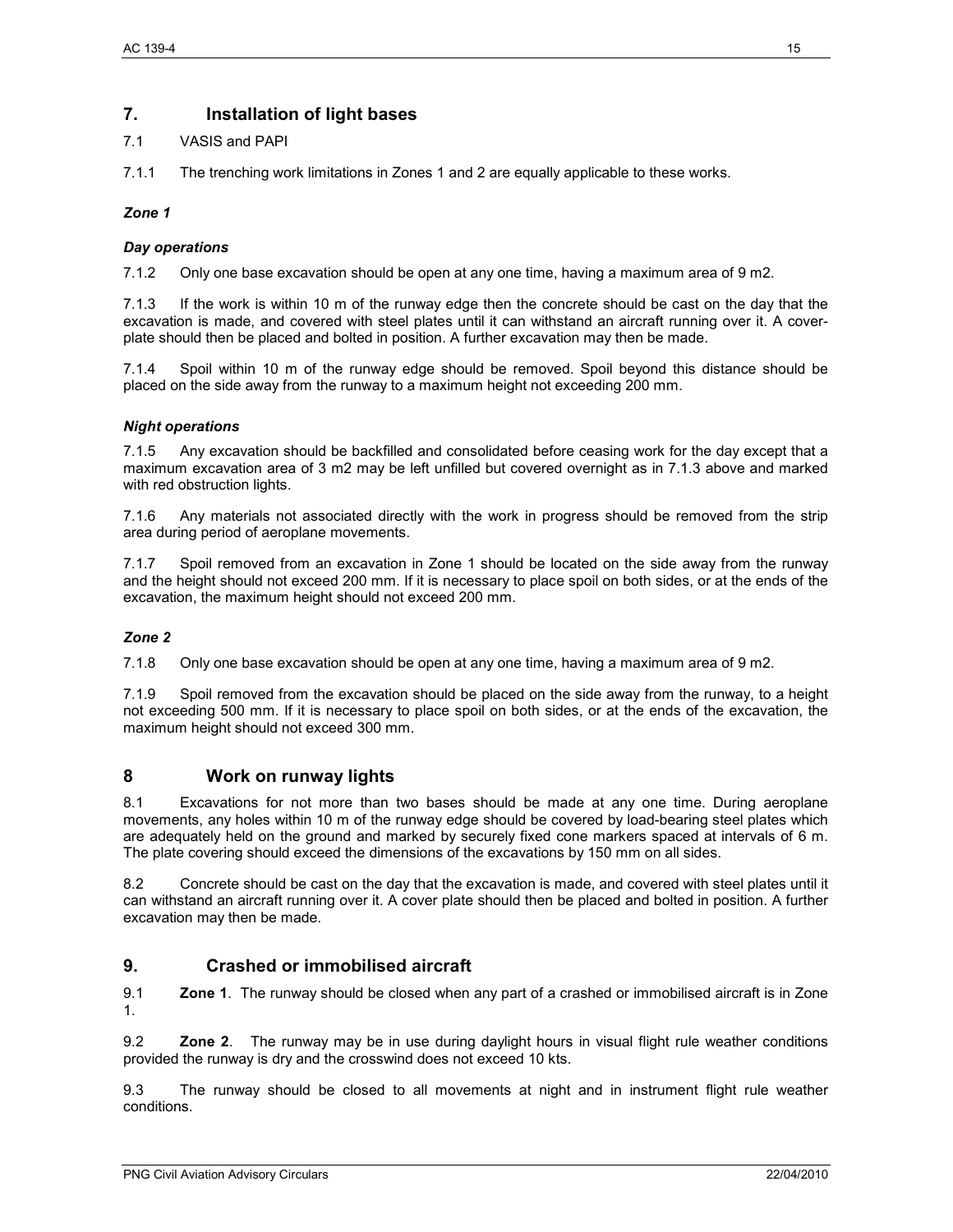## 7. Installation of light bases

7.1 VASIS and PAPI

7.1.1 The trenching work limitations in Zones 1 and 2 are equally applicable to these works.

***Zone 1***

***Day operations***

7.1.2 Only one base excavation should be open at any one time, having a maximum area of 9 m2.

7.1.3 If the work is within 10 m of the runway edge then the concrete should be cast on the day that the excavation is made, and covered with steel plates until it can withstand an aircraft running over it. A cover-plate should then be placed and bolted in position. A further excavation may then be made.

7.1.4 Spoil within 10 m of the runway edge should be removed. Spoil beyond this distance should be placed on the side away from the runway to a maximum height not exceeding 200 mm.

***Night operations***

7.1.5 Any excavation should be backfilled and consolidated before ceasing work for the day except that a maximum excavation area of 3 m2 may be left unfilled but covered overnight as in 7.1.3 above and marked with red obstruction lights.

7.1.6 Any materials not associated directly with the work in progress should be removed from the strip area during period of aeroplane movements.

7.1.7 Spoil removed from an excavation in Zone 1 should be located on the side away from the runway and the height should not exceed 200 mm. If it is necessary to place spoil on both sides, or at the ends of the excavation, the maximum height should not exceed 200 mm.

***Zone 2***

7.1.8 Only one base excavation should be open at any one time, having a maximum area of 9 m2.

7.1.9 Spoil removed from the excavation should be placed on the side away from the runway, to a height not exceeding 500 mm. If it is necessary to place spoil on both sides, or at the ends of the excavation, the maximum height should not exceed 300 mm.

## 8 Work on runway lights

8.1 Excavations for not more than two bases should be made at any one time. During aeroplane movements, any holes within 10 m of the runway edge should be covered by load-bearing steel plates which are adequately held on the ground and marked by securely fixed cone markers spaced at intervals of 6 m. The plate covering should exceed the dimensions of the excavations by 150 mm on all sides.

8.2 Concrete should be cast on the day that the excavation is made, and covered with steel plates until it can withstand an aircraft running over it. A cover plate should then be placed and bolted in position. A further excavation may then be made.

## 9. Crashed or immobilised aircraft

9.1 **Zone 1**. The runway should be closed when any part of a crashed or immobilised aircraft is in Zone 1.

9.2 **Zone 2**. The runway may be in use during daylight hours in visual flight rule weather conditions provided the runway is dry and the crosswind does not exceed 10 kts.

9.3 The runway should be closed to all movements at night and in instrument flight rule weather conditions.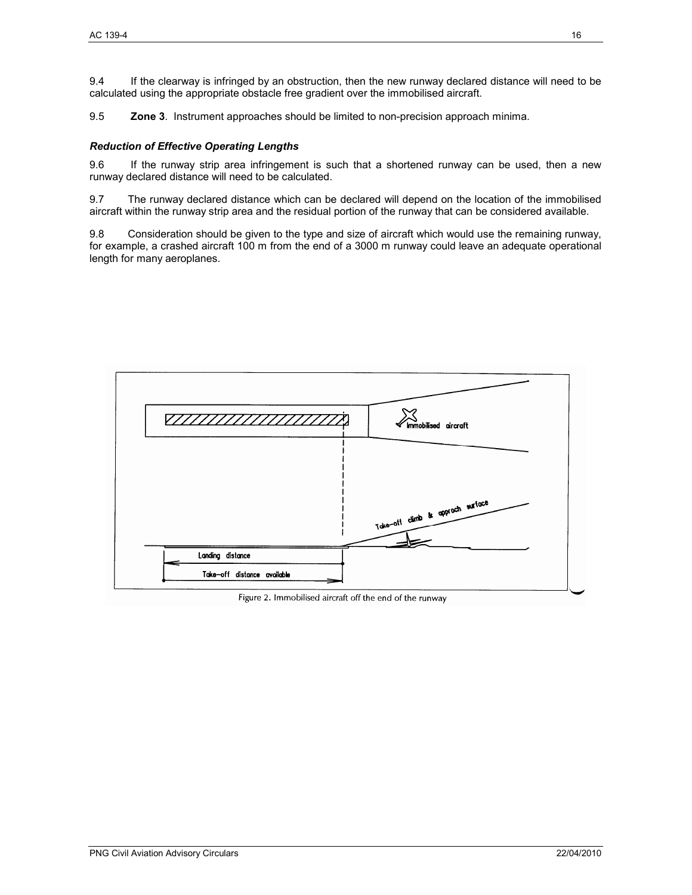9.4 If the clearway is infringed by an obstruction, then the new runway declared distance will need to be calculated using the appropriate obstacle free gradient over the immobilised aircraft.

9.5 **Zone 3**. Instrument approaches should be limited to non-precision approach minima.

***Reduction of Effective Operating Lengths***

9.6 If the runway strip area infringement is such that a shortened runway can be used, then a new runway declared distance will need to be calculated.

9.7 The runway declared distance which can be declared will depend on the location of the immobilised aircraft within the runway strip area and the residual portion of the runway that can be considered available.

9.8 Consideration should be given to the type and size of aircraft which would use the remaining runway, for example, a crashed aircraft 100 m from the end of a 3000 m runway could leave an adequate operational length for many aeroplanes.

Figure 2. Immobilised aircraft off the end of the runway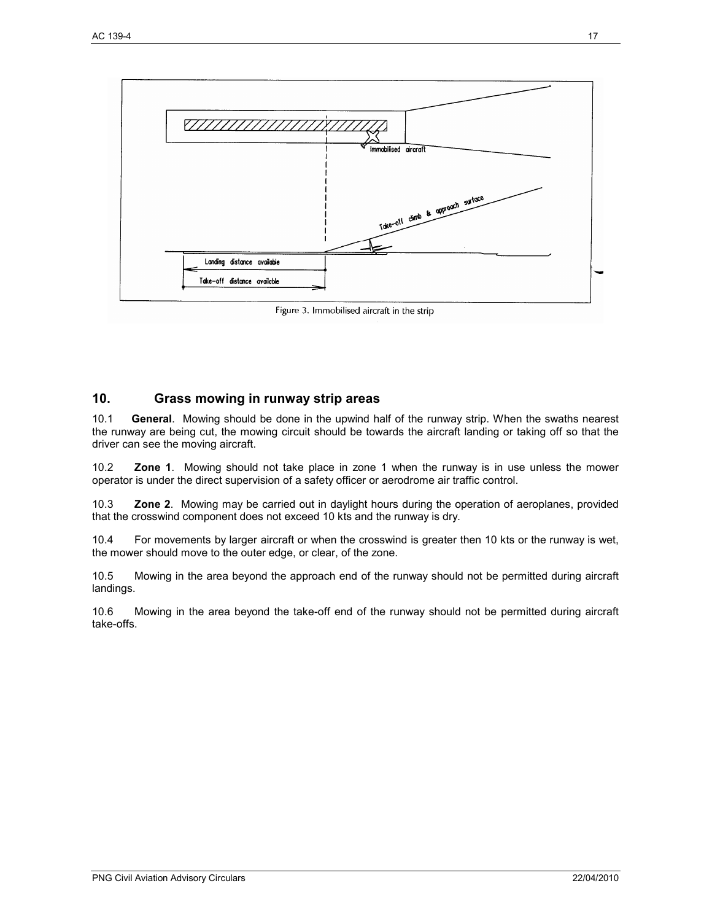Immobilised aircraft

Take-off climb & approach surface

Landing distance available

Take-off distance available

Figure 3. Immobilised aircraft in the strip

## 10. Grass mowing in runway strip areas

10.1 **General**. Mowing should be done in the upwind half of the runway strip. When the swaths nearest the runway are being cut, the mowing circuit should be towards the aircraft landing or taking off so that the driver can see the moving aircraft.

10.2 **Zone 1**. Mowing should not take place in zone 1 when the runway is in use unless the mower operator is under the direct supervision of a safety officer or aerodrome air traffic control.

10.3 **Zone 2**. Mowing may be carried out in daylight hours during the operation of aeroplanes, provided that the crosswind component does not exceed 10 kts and the runway is dry.

10.4 For movements by larger aircraft or when the crosswind is greater then 10 kts or the runway is wet, the mower should move to the outer edge, or clear, of the zone.

10.5 Mowing in the area beyond the approach end of the runway should not be permitted during aircraft landings.

10.6 Mowing in the area beyond the take-off end of the runway should not be permitted during aircraft take-offs.